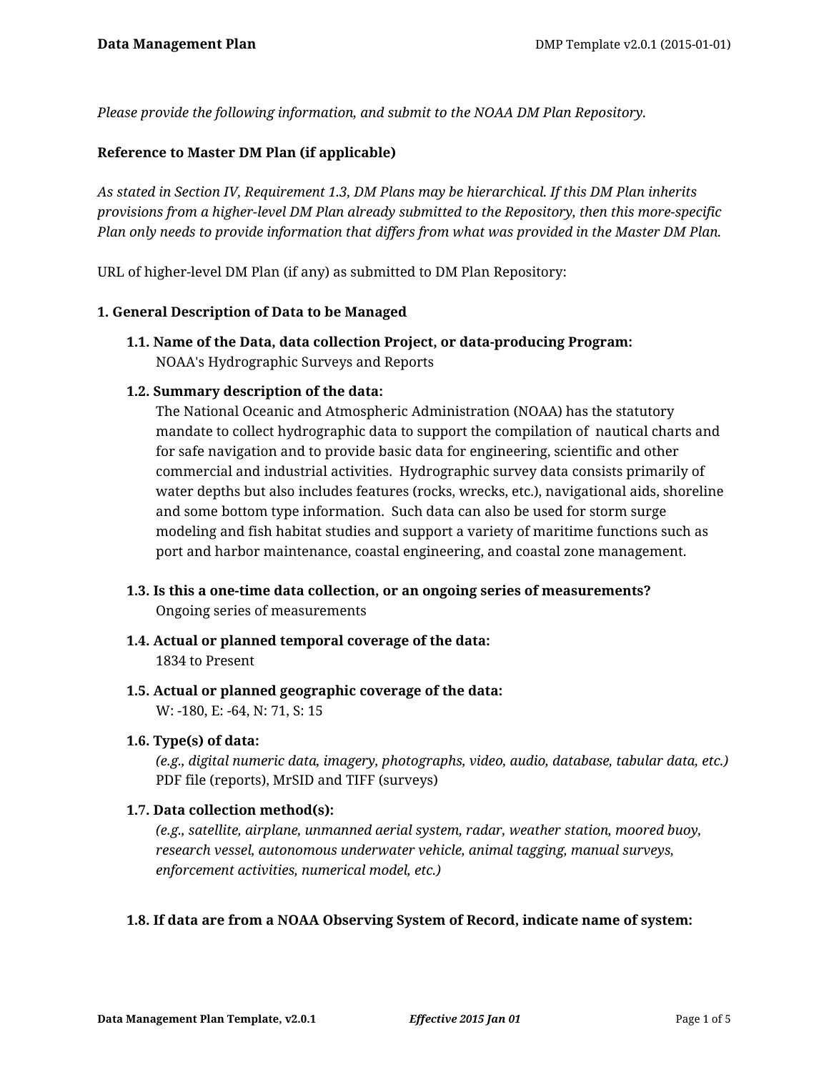*Please provide the following information, and submit to the NOAA DM Plan Repository.*

**Reference to Master DM Plan (if applicable)**

*As stated in Section IV, Requirement 1.3, DM Plans may be hierarchical. If this DM Plan inherits provisions from a higher-level DM Plan already submitted to the Repository, then this more-specific Plan only needs to provide information that differs from what was provided in the Master DM Plan.*

URL of higher-level DM Plan (if any) as submitted to DM Plan Repository:

**1. General Description of Data to be Managed**

**1.1. Name of the Data, data collection Project, or data-producing Program:**
NOAA's Hydrographic Surveys and Reports

**1.2. Summary description of the data:**
The National Oceanic and Atmospheric Administration (NOAA) has the statutory mandate to collect hydrographic data to support the compilation of nautical charts and for safe navigation and to provide basic data for engineering, scientific and other commercial and industrial activities. Hydrographic survey data consists primarily of water depths but also includes features (rocks, wrecks, etc.), navigational aids, shoreline and some bottom type information. Such data can also be used for storm surge modeling and fish habitat studies and support a variety of maritime functions such as port and harbor maintenance, coastal engineering, and coastal zone management.

**1.3. Is this a one-time data collection, or an ongoing series of measurements?**
Ongoing series of measurements

**1.4. Actual or planned temporal coverage of the data:**
1834 to Present

**1.5. Actual or planned geographic coverage of the data:**
W: -180, E: -64, N: 71, S: 15

**1.6. Type(s) of data:**
*(e.g., digital numeric data, imagery, photographs, video, audio, database, tabular data, etc.)*
PDF file (reports), MrSID and TIFF (surveys)

**1.7. Data collection method(s):**
*(e.g., satellite, airplane, unmanned aerial system, radar, weather station, moored buoy, research vessel, autonomous underwater vehicle, animal tagging, manual surveys, enforcement activities, numerical model, etc.)*

**1.8. If data are from a NOAA Observing System of Record, indicate name of system:**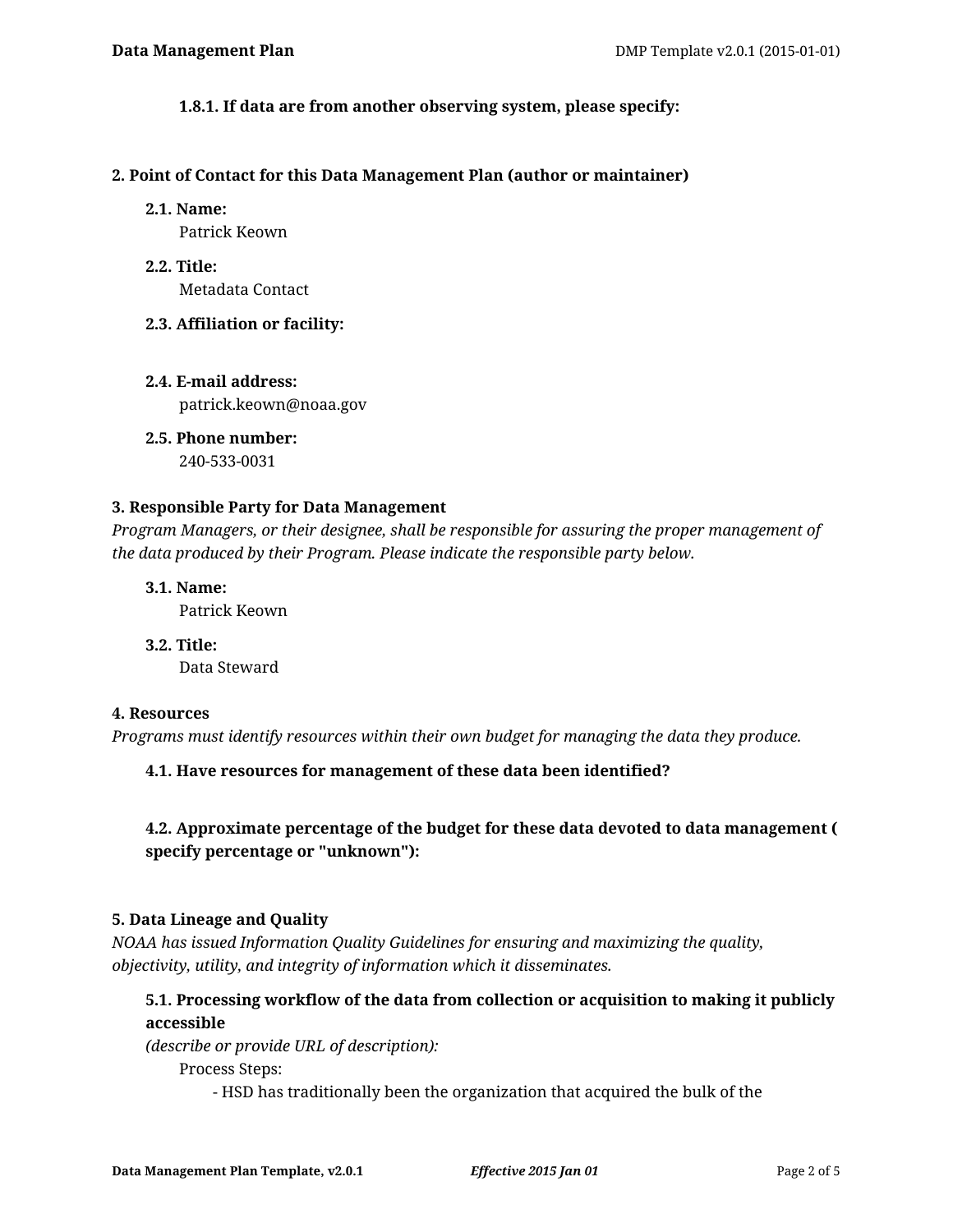#### 1.8.1. If data are from another observing system, please specify:

### 2. Point of Contact for this Data Management Plan (author or maintainer)

#### 2.1. Name:
Patrick Keown

#### 2.2. Title:
Metadata Contact

#### 2.3. Affiliation or facility:

#### 2.4. E-mail address:
patrick.keown@noaa.gov

#### 2.5. Phone number:
240-533-0031

### 3. Responsible Party for Data Management

*Program Managers, or their designee, shall be responsible for assuring the proper management of the data produced by their Program. Please indicate the responsible party below.*

#### 3.1. Name:
Patrick Keown

#### 3.2. Title:
Data Steward

### 4. Resources

*Programs must identify resources within their own budget for managing the data they produce.*

#### 4.1. Have resources for management of these data been identified?

#### 4.2. Approximate percentage of the budget for these data devoted to data management ( specify percentage or "unknown"):

### 5. Data Lineage and Quality

*NOAA has issued Information Quality Guidelines for ensuring and maximizing the quality, objectivity, utility, and integrity of information which it disseminates.*

#### 5.1. Processing workflow of the data from collection or acquisition to making it publicly accessible

*(describe or provide URL of description):*

Process Steps:

- HSD has traditionally been the organization that acquired the bulk of the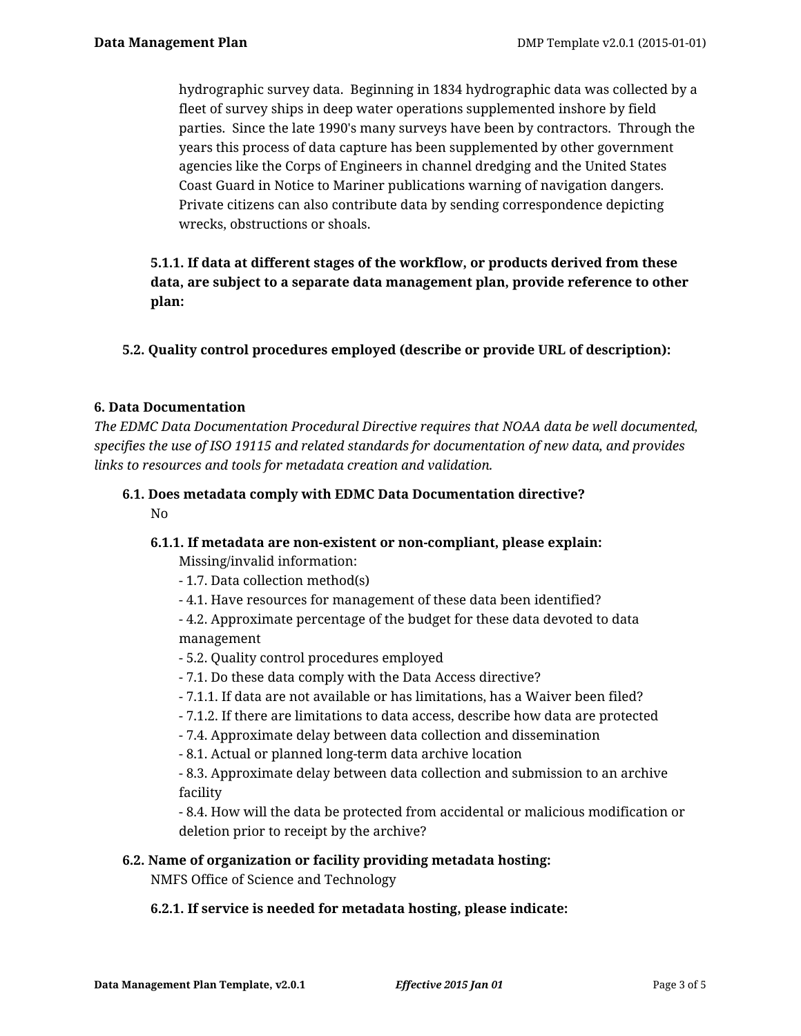hydrographic survey data. Beginning in 1834 hydrographic data was collected by a fleet of survey ships in deep water operations supplemented inshore by field parties. Since the late 1990's many surveys have been by contractors. Through the years this process of data capture has been supplemented by other government agencies like the Corps of Engineers in channel dredging and the United States Coast Guard in Notice to Mariner publications warning of navigation dangers. Private citizens can also contribute data by sending correspondence depicting wrecks, obstructions or shoals.

**5.1.1. If data at different stages of the workflow, or products derived from these data, are subject to a separate data management plan, provide reference to other plan:**

**5.2. Quality control procedures employed (describe or provide URL of description):**

### 6. Data Documentation

*The EDMC Data Documentation Procedural Directive requires that NOAA data be well documented, specifies the use of ISO 19115 and related standards for documentation of new data, and provides links to resources and tools for metadata creation and validation.*

**6.1. Does metadata comply with EDMC Data Documentation directive?**

No

**6.1.1. If metadata are non-existent or non-compliant, please explain:**

Missing/invalid information:
- 1.7. Data collection method(s)
- 4.1. Have resources for management of these data been identified?
- 4.2. Approximate percentage of the budget for these data devoted to data management
- 5.2. Quality control procedures employed
- 7.1. Do these data comply with the Data Access directive?
- 7.1.1. If data are not available or has limitations, has a Waiver been filed?
- 7.1.2. If there are limitations to data access, describe how data are protected
- 7.4. Approximate delay between data collection and dissemination
- 8.1. Actual or planned long-term data archive location
- 8.3. Approximate delay between data collection and submission to an archive facility
- 8.4. How will the data be protected from accidental or malicious modification or deletion prior to receipt by the archive?

**6.2. Name of organization or facility providing metadata hosting:**

NMFS Office of Science and Technology

**6.2.1. If service is needed for metadata hosting, please indicate:**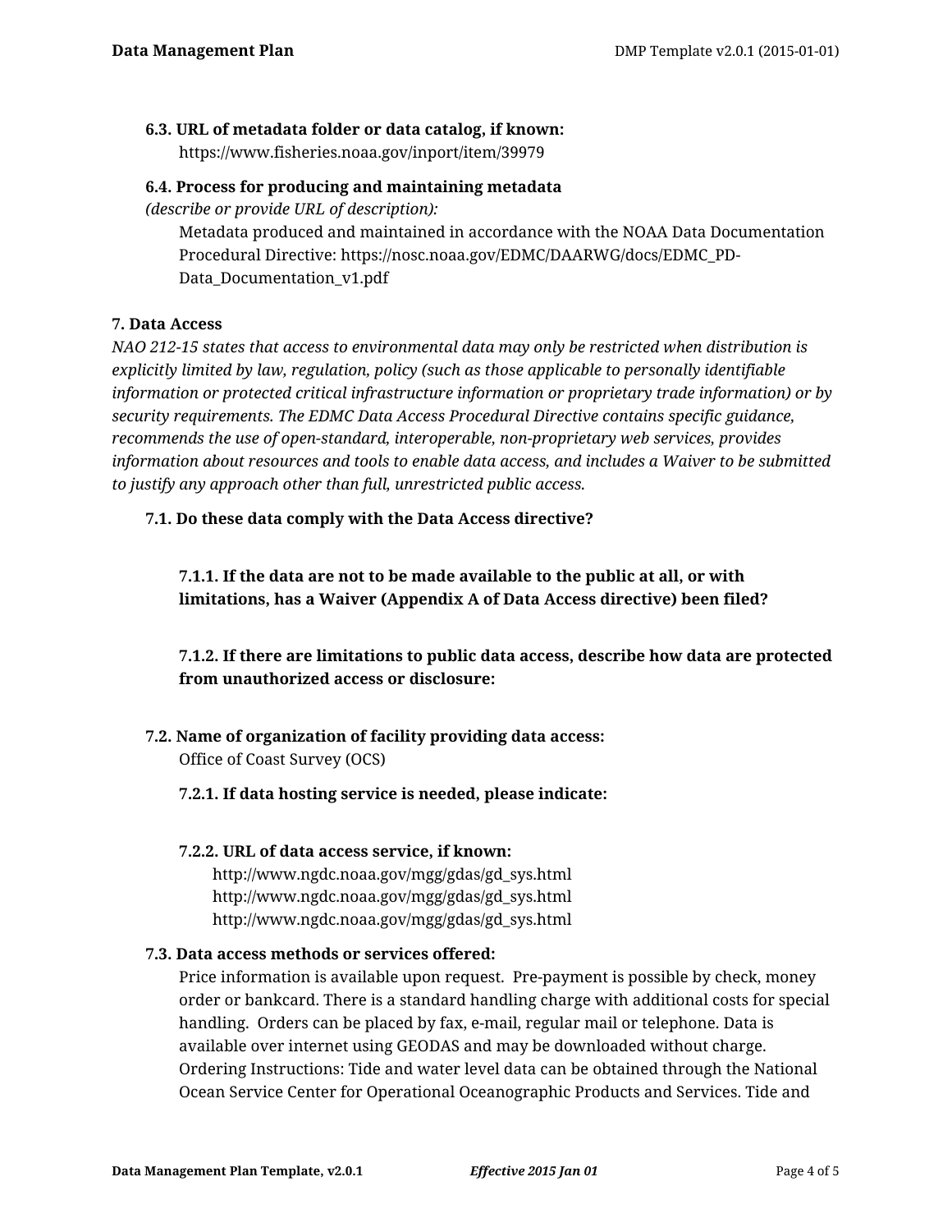**6.3. URL of metadata folder or data catalog, if known:**

https://www.fisheries.noaa.gov/inport/item/39979

**6.4. Process for producing and maintaining metadata**

*(describe or provide URL of description):*

Metadata produced and maintained in accordance with the NOAA Data Documentation Procedural Directive: https://nosc.noaa.gov/EDMC/DAARWG/docs/EDMC_PD-Data_Documentation_v1.pdf

### 7. Data Access

*NAO 212-15 states that access to environmental data may only be restricted when distribution is explicitly limited by law, regulation, policy (such as those applicable to personally identifiable information or protected critical infrastructure information or proprietary trade information) or by security requirements. The EDMC Data Access Procedural Directive contains specific guidance, recommends the use of open-standard, interoperable, non-proprietary web services, provides information about resources and tools to enable data access, and includes a Waiver to be submitted to justify any approach other than full, unrestricted public access.*

**7.1. Do these data comply with the Data Access directive?**

**7.1.1. If the data are not to be made available to the public at all, or with limitations, has a Waiver (Appendix A of Data Access directive) been filed?**

**7.1.2. If there are limitations to public data access, describe how data are protected from unauthorized access or disclosure:**

**7.2. Name of organization of facility providing data access:**

Office of Coast Survey (OCS)

**7.2.1. If data hosting service is needed, please indicate:**

**7.2.2. URL of data access service, if known:**

http://www.ngdc.noaa.gov/mgg/gdas/gd_sys.html
http://www.ngdc.noaa.gov/mgg/gdas/gd_sys.html
http://www.ngdc.noaa.gov/mgg/gdas/gd_sys.html

**7.3. Data access methods or services offered:**

Price information is available upon request. Pre-payment is possible by check, money order or bankcard. There is a standard handling charge with additional costs for special handling. Orders can be placed by fax, e-mail, regular mail or telephone. Data is available over internet using GEODAS and may be downloaded without charge. Ordering Instructions: Tide and water level data can be obtained through the National Ocean Service Center for Operational Oceanographic Products and Services. Tide and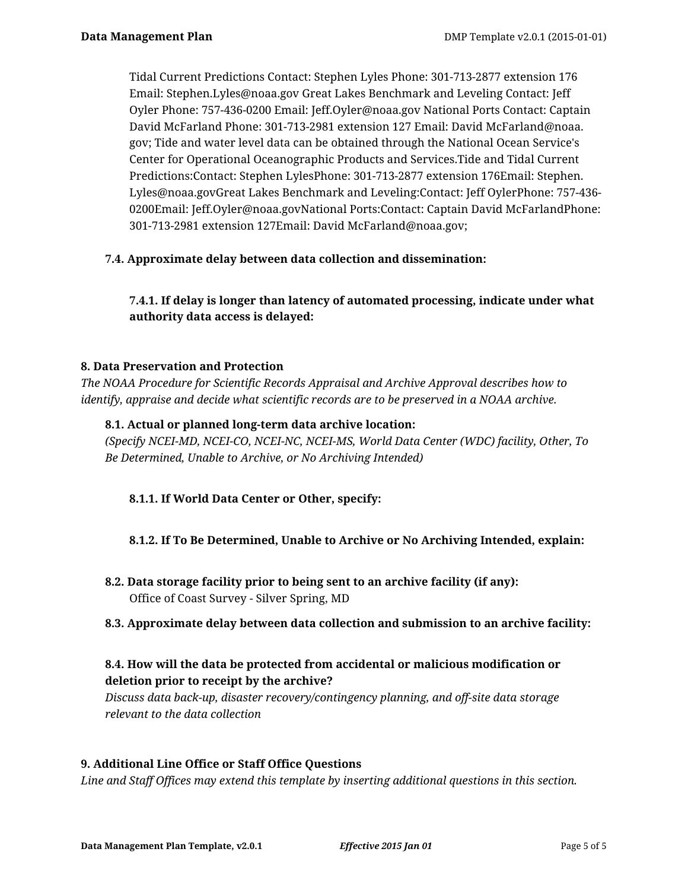Tidal Current Predictions Contact: Stephen Lyles Phone: 301-713-2877 extension 176 Email: Stephen.Lyles@noaa.gov Great Lakes Benchmark and Leveling Contact: Jeff Oyler Phone: 757-436-0200 Email: Jeff.Oyler@noaa.gov National Ports Contact: Captain David McFarland Phone: 301-713-2981 extension 127 Email: David McFarland@noaa.gov; Tide and water level data can be obtained through the National Ocean Service's Center for Operational Oceanographic Products and Services.Tide and Tidal Current Predictions:Contact: Stephen LylesPhone: 301-713-2877 extension 176Email: Stephen.Lyles@noaa.govGreat Lakes Benchmark and Leveling:Contact: Jeff OylerPhone: 757-436-0200Email: Jeff.Oyler@noaa.govNational Ports:Contact: Captain David McFarlandPhone: 301-713-2981 extension 127Email: David McFarland@noaa.gov;

**7.4. Approximate delay between data collection and dissemination:**

**7.4.1. If delay is longer than latency of automated processing, indicate under what authority data access is delayed:**

## 8. Data Preservation and Protection

*The NOAA Procedure for Scientific Records Appraisal and Archive Approval describes how to identify, appraise and decide what scientific records are to be preserved in a NOAA archive.*

**8.1. Actual or planned long-term data archive location:**
*(Specify NCEI-MD, NCEI-CO, NCEI-NC, NCEI-MS, World Data Center (WDC) facility, Other, To Be Determined, Unable to Archive, or No Archiving Intended)*

**8.1.1. If World Data Center or Other, specify:**

**8.1.2. If To Be Determined, Unable to Archive or No Archiving Intended, explain:**

**8.2. Data storage facility prior to being sent to an archive facility (if any):**
Office of Coast Survey - Silver Spring, MD

**8.3. Approximate delay between data collection and submission to an archive facility:**

**8.4. How will the data be protected from accidental or malicious modification or deletion prior to receipt by the archive?**
*Discuss data back-up, disaster recovery/contingency planning, and off-site data storage relevant to the data collection*

## 9. Additional Line Office or Staff Office Questions

*Line and Staff Offices may extend this template by inserting additional questions in this section.*